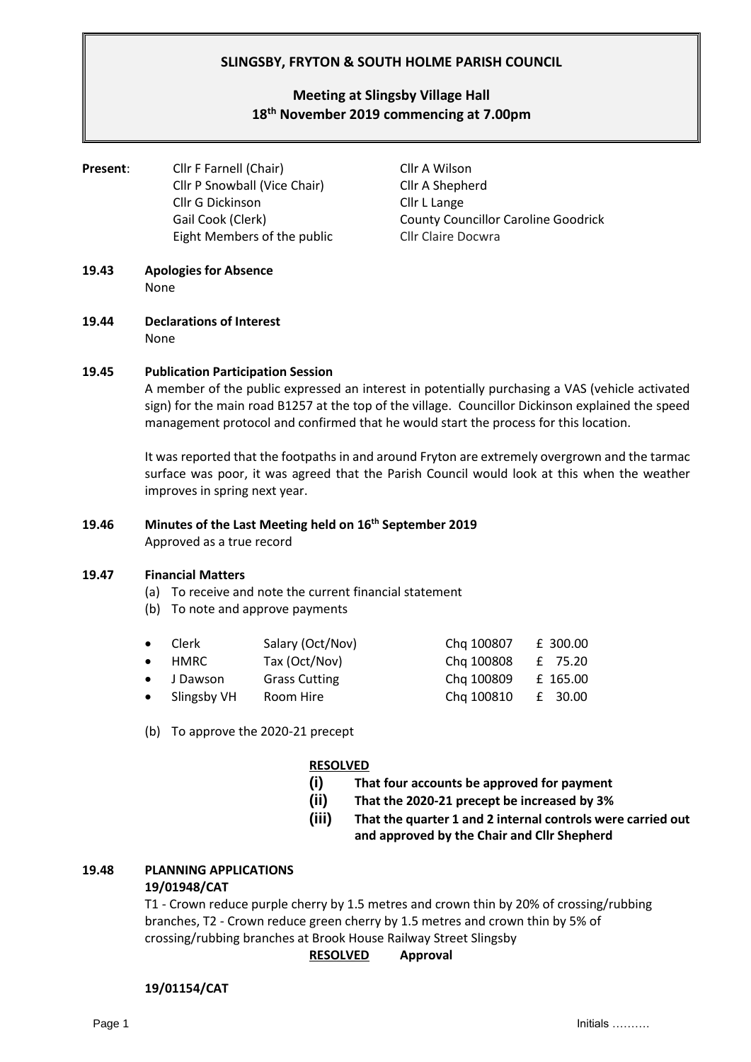# SLINGSBY, FRYTON & SOUTH HOLME PARISH COUNCIL

## Meeting at Slingsby Village Hall
## 18th November 2019 commencing at 7.00pm

**Present**:

Cllr F Farnell (Chair)
Cllr P Snowball (Vice Chair)
Cllr G Dickinson
Gail Cook (Clerk)
Eight Members of the public
Cllr A Wilson
Cllr A Shepherd
Cllr L Lange
County Councillor Caroline Goodrick
Cllr Claire Docwra

**19.43 Apologies for Absence**

None

**19.44 Declarations of Interest**

None

**19.45 Publication Participation Session**

A member of the public expressed an interest in potentially purchasing a VAS (vehicle activated sign) for the main road B1257 at the top of the village. Councillor Dickinson explained the speed management protocol and confirmed that he would start the process for this location.

It was reported that the footpaths in and around Fryton are extremely overgrown and the tarmac surface was poor, it was agreed that the Parish Council would look at this when the weather improves in spring next year.

**19.46 Minutes of the Last Meeting held on 16th September 2019**

Approved as a true record

**19.47 Financial Matters**

(a) To receive and note the current financial statement
(b) To note and approve payments

| | | | |
|---|---|---|---|
| • Clerk | Salary (Oct/Nov) | Chq 100807 | £ 300.00 |
| • HMRC | Tax (Oct/Nov) | Chq 100808 | £ 75.20 |
| • J Dawson | Grass Cutting | Chq 100809 | £ 165.00 |
| • Slingsby VH | Room Hire | Chq 100810 | £ 30.00 |

(b) To approve the 2020-21 precept

**RESOLVED**

**(i) That four accounts be approved for payment**
**(ii) That the 2020-21 precept be increased by 3%**
**(iii) That the quarter 1 and 2 internal controls were carried out and approved by the Chair and Cllr Shepherd**

**19.48 PLANNING APPLICATIONS**

**19/01948/CAT**

T1 - Crown reduce purple cherry by 1.5 metres and crown thin by 20% of crossing/rubbing branches, T2 - Crown reduce green cherry by 1.5 metres and crown thin by 5% of crossing/rubbing branches at Brook House Railway Street Slingsby

**RESOLVED Approval**

**19/01154/CAT**

Initials ……….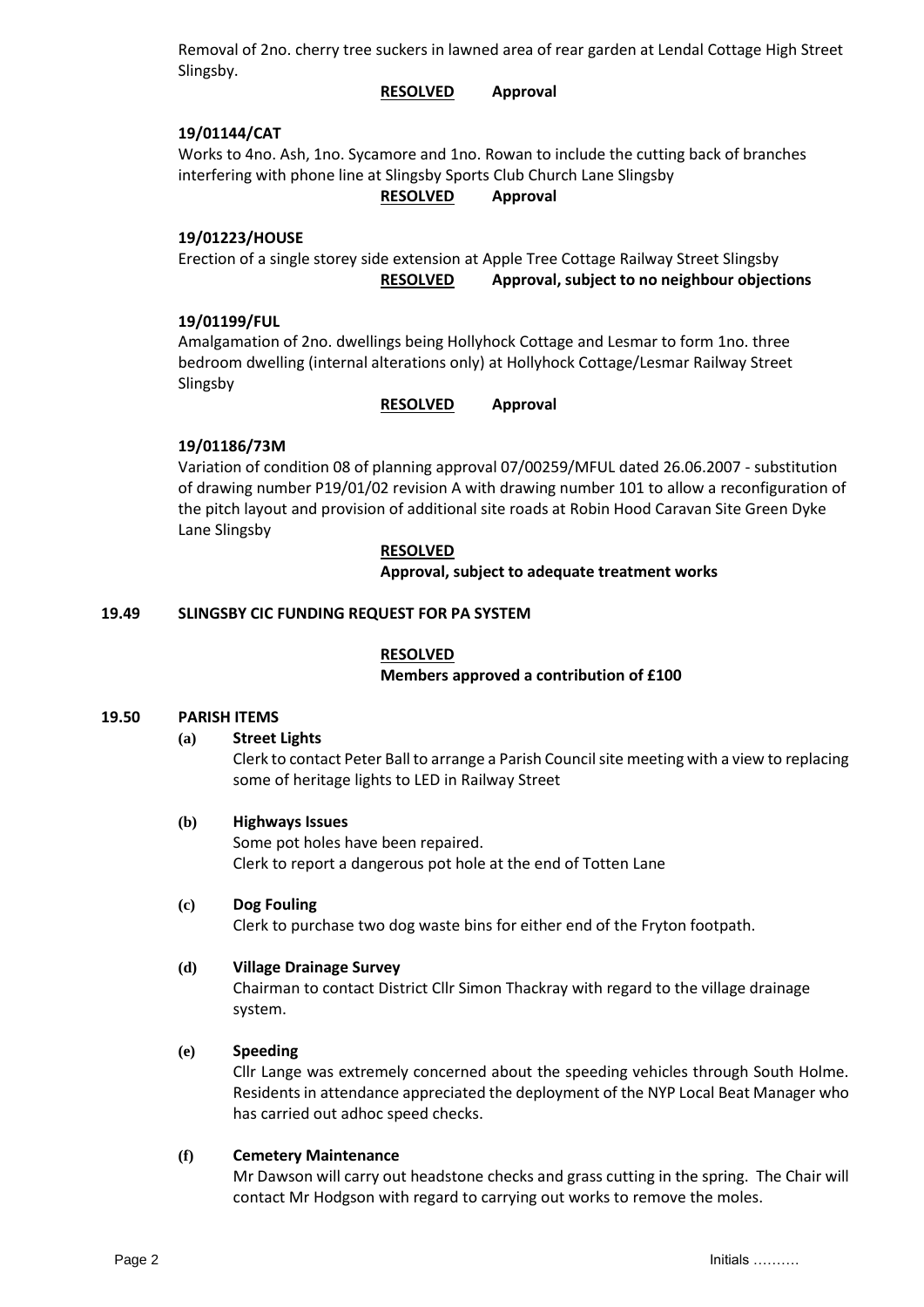Removal of 2no. cherry tree suckers in lawned area of rear garden at Lendal Cottage High Street Slingsby.

**RESOLVED** **Approval**

**19/01144/CAT**

Works to 4no. Ash, 1no. Sycamore and 1no. Rowan to include the cutting back of branches interfering with phone line at Slingsby Sports Club Church Lane Slingsby

**RESOLVED** **Approval**

**19/01223/HOUSE**

Erection of a single storey side extension at Apple Tree Cottage Railway Street Slingsby

**RESOLVED** **Approval, subject to no neighbour objections**

**19/01199/FUL**

Amalgamation of 2no. dwellings being Hollyhock Cottage and Lesmar to form 1no. three bedroom dwelling (internal alterations only) at Hollyhock Cottage/Lesmar Railway Street Slingsby

**RESOLVED** **Approval**

**19/01186/73M**

Variation of condition 08 of planning approval 07/00259/MFUL dated 26.06.2007 - substitution of drawing number P19/01/02 revision A with drawing number 101 to allow a reconfiguration of the pitch layout and provision of additional site roads at Robin Hood Caravan Site Green Dyke Lane Slingsby

**RESOLVED**

**Approval, subject to adequate treatment works**

**19.49 SLINGSBY CIC FUNDING REQUEST FOR PA SYSTEM**

**RESOLVED**

**Members approved a contribution of £100**

**19.50 PARISH ITEMS**

**(a) Street Lights**

Clerk to contact Peter Ball to arrange a Parish Council site meeting with a view to replacing some of heritage lights to LED in Railway Street

**(b) Highways Issues**

Some pot holes have been repaired.
Clerk to report a dangerous pot hole at the end of Totten Lane

**(c) Dog Fouling**

Clerk to purchase two dog waste bins for either end of the Fryton footpath.

**(d) Village Drainage Survey**

Chairman to contact District Cllr Simon Thackray with regard to the village drainage system.

**(e) Speeding**

Cllr Lange was extremely concerned about the speeding vehicles through South Holme. Residents in attendance appreciated the deployment of the NYP Local Beat Manager who has carried out adhoc speed checks.

**(f) Cemetery Maintenance**

Mr Dawson will carry out headstone checks and grass cutting in the spring. The Chair will contact Mr Hodgson with regard to carrying out works to remove the moles.

Initials ……….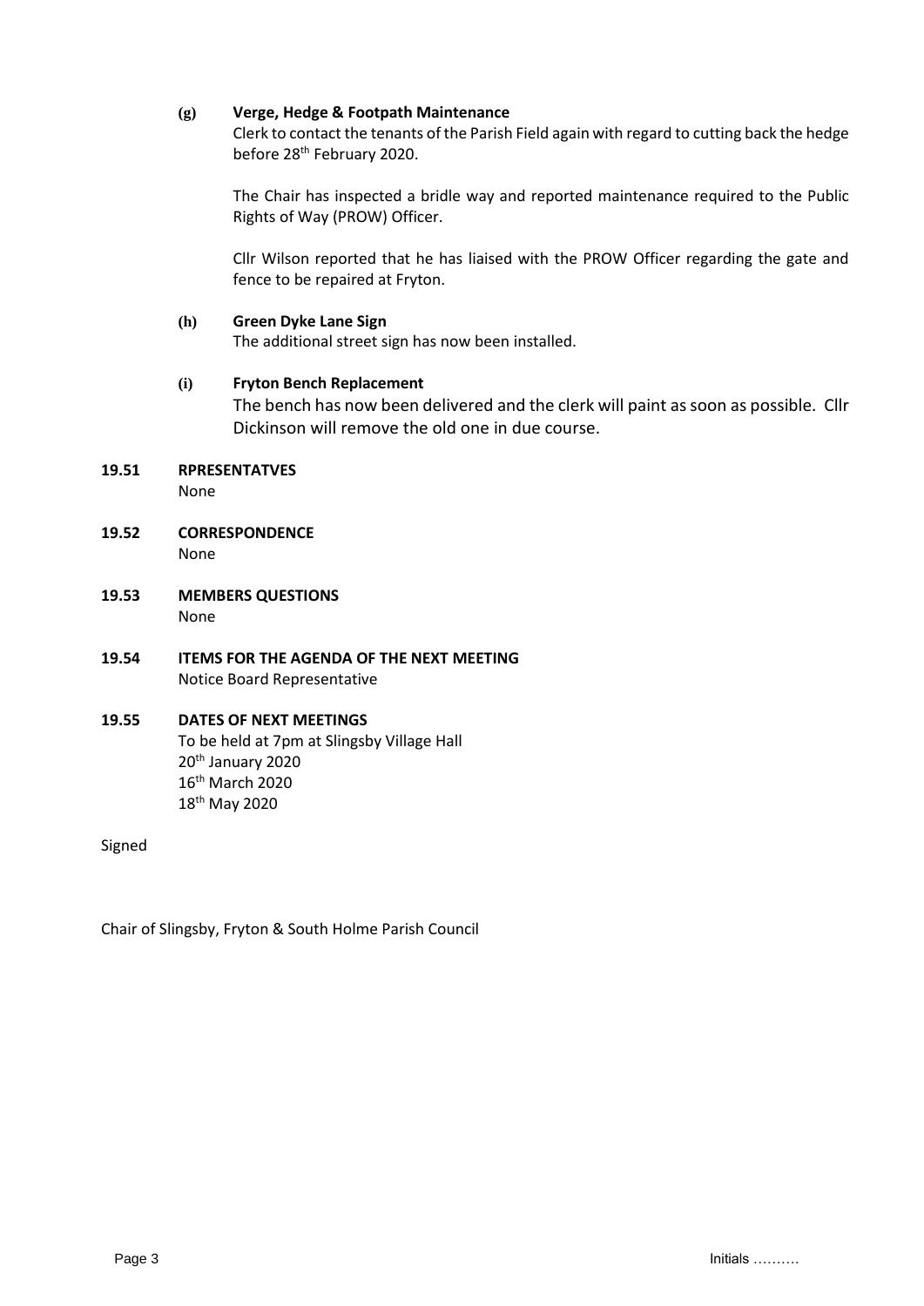**(g) Verge, Hedge & Footpath Maintenance**

Clerk to contact the tenants of the Parish Field again with regard to cutting back the hedge before 28th February 2020.

The Chair has inspected a bridle way and reported maintenance required to the Public Rights of Way (PROW) Officer.

Cllr Wilson reported that he has liaised with the PROW Officer regarding the gate and fence to be repaired at Fryton.

**(h) Green Dyke Lane Sign**

The additional street sign has now been installed.

**(i) Fryton Bench Replacement**

The bench has now been delivered and the clerk will paint as soon as possible. Cllr Dickinson will remove the old one in due course.

**19.51 RPRESENTATVES**

None

**19.52 CORRESPONDENCE**

None

**19.53 MEMBERS QUESTIONS**

None

**19.54 ITEMS FOR THE AGENDA OF THE NEXT MEETING**

Notice Board Representative

**19.55 DATES OF NEXT MEETINGS**

To be held at 7pm at Slingsby Village Hall
20th January 2020
16th March 2020
18th May 2020

Signed

Chair of Slingsby, Fryton & South Holme Parish Council

Initials ……….